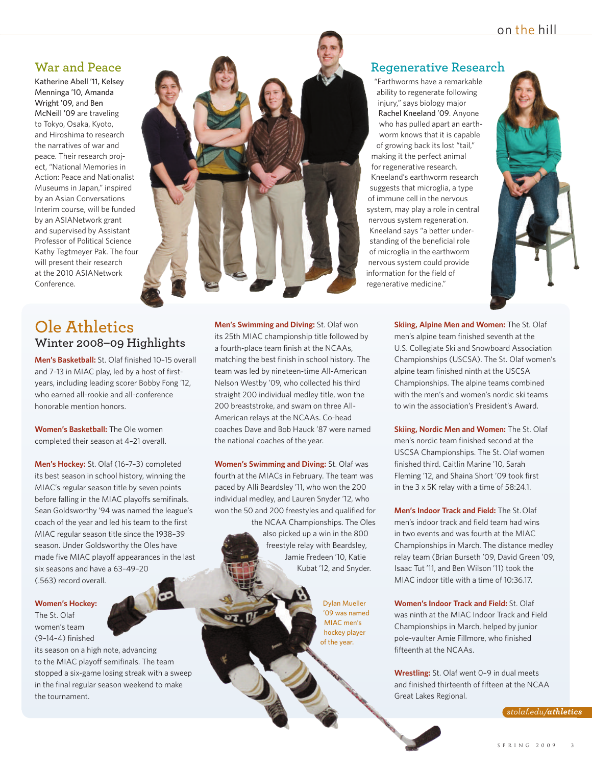## War and Peace

Katherine Abell '11, Kelsey Menninga '10, Amanda Wright '09, and Ben McNeill '09 are traveling to Tokyo, Osaka, Kyoto, and Hiroshima to research the narratives of war and peace. Their research project, "National Memories in Action: Peace and Nationalist Museums in Japan," inspired by an Asian Conversations Interim course, will be funded by an ASIANetwork grant and supervised by Assistant Professor of Political Science Kathy Tegtmeyer Pak. The four will present their research at the 2010 ASIANetwork Conference.

## Regenerative Research

"Earthworms have a remarkable ability to regenerate following injury," says biology major Rachel Kneeland '09. Anyone who has pulled apart an earthworm knows that it is capable of growing back its lost "tail," making it the perfect animal for regenerative research. Kneeland's earthworm research suggests that microglia, a type of immune cell in the nervous system, may play a role in central nervous system regeneration. Kneeland says "a better understanding of the beneficial role of microglia in the earthworm nervous system could provide information for the field of regenerative medicine."

# Ole Athletics

## Winter 2008–09 Highlights

**Men's Basketball:** St. Olaf finished 10–15 overall and 7–13 in MIAC play, led by a host of first-years, including leading scorer Bobby Fong '12, who earned all-rookie and all-conference honorable mention honors.

**Women's Basketball:** The Ole women completed their season at 4–21 overall.

**Men's Hockey:** St. Olaf (16–7–3) completed its best season in school history, winning the MIAC's regular season title by seven points before falling in the MIAC playoffs semifinals. Sean Goldsworthy '94 was named the league's coach of the year and led his team to the first MIAC regular season title since the 1938–39 season. Under Goldsworthy the Oles have made five MIAC playoff appearances in the last six seasons and have a 63–49–20 (.563) record overall.

**Women's Hockey:** The St. Olaf women's team (9–14–4) finished its season on a high note, advancing to the MIAC playoff semifinals. The team stopped a six-game losing streak with a sweep in the final regular season weekend to make the tournament.

**Men's Swimming and Diving:** St. Olaf won its 25th MIAC championship title followed by a fourth-place team finish at the NCAAs, matching the best finish in school history. The team was led by nineteen-time All-American Nelson Westby '09, who collected his third straight 200 individual medley title, won the 200 breaststroke, and swam on three All-American relays at the NCAAs. Co-head coaches Dave and Bob Hauck '87 were named the national coaches of the year.

**Women's Swimming and Diving:** St. Olaf was fourth at the MIACs in February. The team was paced by Alli Beardsley '11, who won the 200 individual medley, and Lauren Snyder '12, who won the 50 and 200 freestyles and qualified for the NCAA Championships. The Oles also picked up a win in the 800 freestyle relay with Beardsley, Jamie Fredeen '10, Katie Kubat '12, and Snyder.

Dylan Mueller '09 was named MIAC men's hockey player of the year.

**Skiing, Alpine Men and Women:** The St. Olaf men's alpine team finished seventh at the U.S. Collegiate Ski and Snowboard Association Championships (USCSA). The St. Olaf women's alpine team finished ninth at the USCSA Championships. The alpine teams combined with the men's and women's nordic ski teams to win the association's President's Award.

**Skiing, Nordic Men and Women:** The St. Olaf men's nordic team finished second at the USCSA Championships. The St. Olaf women finished third. Caitlin Marine '10, Sarah Fleming '12, and Shaina Short '09 took first in the 3 x 5K relay with a time of 58:24.1.

**Men's Indoor Track and Field:** The St. Olaf men's indoor track and field team had wins in two events and was fourth at the MIAC Championships in March. The distance medley relay team (Brian Burseth '09, David Green '09, Isaac Tut '11, and Ben Wilson '11) took the MIAC indoor title with a time of 10:36.17.

**Women's Indoor Track and Field:** St. Olaf was ninth at the MIAC Indoor Track and Field Championships in March, helped by junior pole-vaulter Amie Fillmore, who finished fifteenth at the NCAAs.

**Wrestling:** St. Olaf went 0–9 in dual meets and finished thirteenth of fifteen at the NCAA Great Lakes Regional.

*stolaf.edu/**athletics***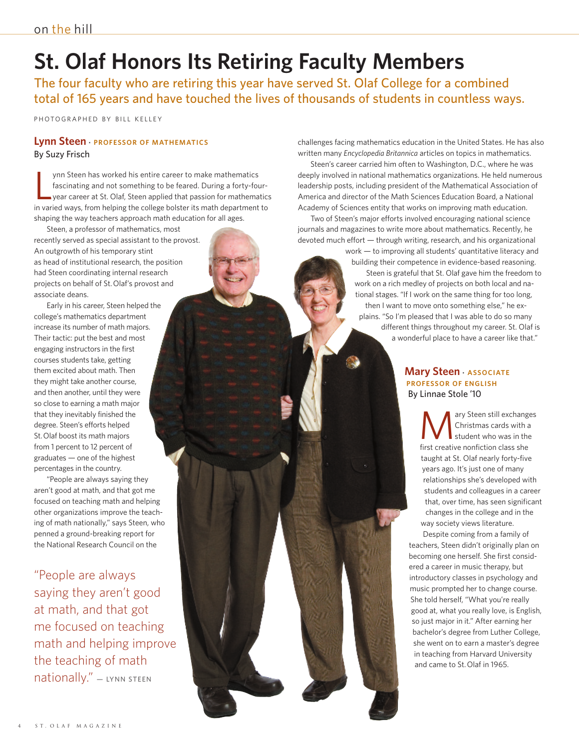# St. Olaf Honors Its Retiring Faculty Members

The four faculty who are retiring this year have served St. Olaf College for a combined total of 165 years and have touched the lives of thousands of students in countless ways.

PHOTOGRAPHED BY BILL KELLEY

## Lynn Steen · PROFESSOR OF MATHEMATICS

By Suzy Frisch

Lynn Steen has worked his entire career to make mathematics fascinating and not something to be feared. During a forty-four-year career at St. Olaf, Steen applied that passion for mathematics in varied ways, from helping the college bolster its math department to shaping the way teachers approach math education for all ages.

Steen, a professor of mathematics, most recently served as special assistant to the provost. An outgrowth of his temporary stint as head of institutional research, the position had Steen coordinating internal research projects on behalf of St. Olaf's provost and associate deans.

Early in his career, Steen helped the college's mathematics department increase its number of math majors. Their tactic: put the best and most engaging instructors in the first courses students take, getting them excited about math. Then they might take another course, and then another, until they were so close to earning a math major that they inevitably finished the degree. Steen's efforts helped St. Olaf boost its math majors from 1 percent to 12 percent of graduates — one of the highest percentages in the country.

"People are always saying they aren't good at math, and that got me focused on teaching math and helping other organizations improve the teaching of math nationally," says Steen, who penned a ground-breaking report for the National Research Council on the challenges facing mathematics education in the United States. He has also written many *Encyclopedia Britannica* articles on topics in mathematics.

> "People are always saying they aren't good at math, and that got me focused on teaching math and helping improve the teaching of math nationally." — LYNN STEEN

Steen's career carried him often to Washington, D.C., where he was deeply involved in national mathematics organizations. He held numerous leadership posts, including president of the Mathematical Association of America and director of the Math Sciences Education Board, a National Academy of Sciences entity that works on improving math education.

Two of Steen's major efforts involved encouraging national science journals and magazines to write more about mathematics. Recently, he devoted much effort — through writing, research, and his organizational work — to improving all students' quantitative literacy and building their competence in evidence-based reasoning.

Steen is grateful that St. Olaf gave him the freedom to work on a rich medley of projects on both local and national stages. "If I work on the same thing for too long, then I want to move onto something else," he explains. "So I'm pleased that I was able to do so many different things throughout my career. St. Olaf is a wonderful place to have a career like that."

## Mary Steen · ASSOCIATE PROFESSOR OF ENGLISH

By Linnae Stole '10

Mary Steen still exchanges Christmas cards with a student who was in the first creative nonfiction class she taught at St. Olaf nearly forty-five years ago. It's just one of many relationships she's developed with students and colleagues in a career that, over time, has seen significant changes in the college and in the way society views literature.

Despite coming from a family of teachers, Steen didn't originally plan on becoming one herself. She first considered a career in music therapy, but introductory classes in psychology and music prompted her to change course. She told herself, "What you're really good at, what you really love, is English, so just major in it." After earning her bachelor's degree from Luther College, she went on to earn a master's degree in teaching from Harvard University and came to St. Olaf in 1965.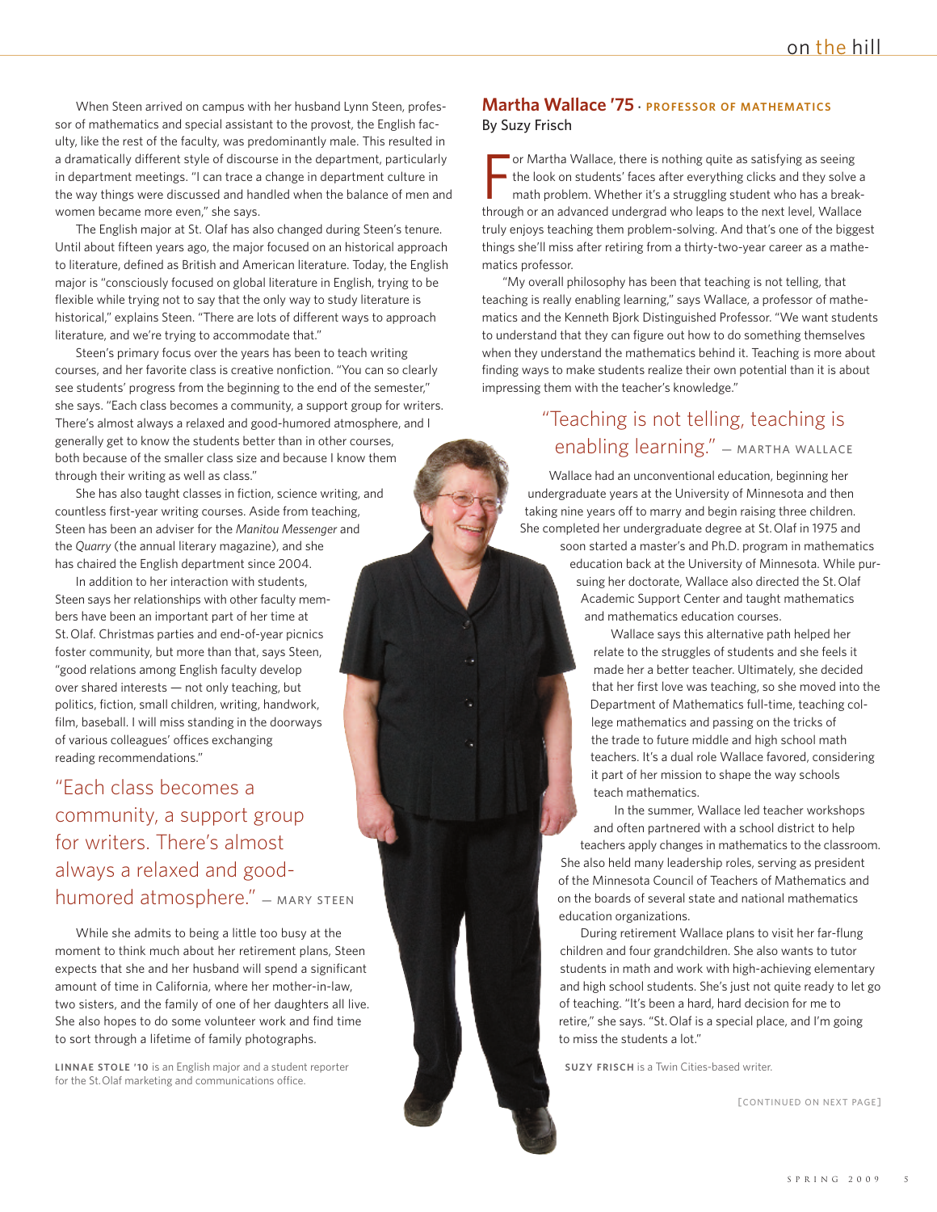When Steen arrived on campus with her husband Lynn Steen, professor of mathematics and special assistant to the provost, the English faculty, like the rest of the faculty, was predominantly male. This resulted in a dramatically different style of discourse in the department, particularly in department meetings. "I can trace a change in department culture in the way things were discussed and handled when the balance of men and women became more even," she says.

The English major at St. Olaf has also changed during Steen's tenure. Until about fifteen years ago, the major focused on an historical approach to literature, defined as British and American literature. Today, the English major is "consciously focused on global literature in English, trying to be flexible while trying not to say that the only way to study literature is historical," explains Steen. "There are lots of different ways to approach literature, and we're trying to accommodate that."

Steen's primary focus over the years has been to teach writing courses, and her favorite class is creative nonfiction. "You can so clearly see students' progress from the beginning to the end of the semester," she says. "Each class becomes a community, a support group for writers. There's almost always a relaxed and good-humored atmosphere, and I generally get to know the students better than in other courses, both because of the smaller class size and because I know them through their writing as well as class."

She has also taught classes in fiction, science writing, and countless first-year writing courses. Aside from teaching, Steen has been an adviser for the *Manitou Messenger* and the *Quarry* (the annual literary magazine), and she has chaired the English department since 2004.

In addition to her interaction with students, Steen says her relationships with other faculty members have been an important part of her time at St. Olaf. Christmas parties and end-of-year picnics foster community, but more than that, says Steen, "good relations among English faculty develop over shared interests — not only teaching, but politics, fiction, small children, writing, handwork, film, baseball. I will miss standing in the doorways of various colleagues' offices exchanging reading recommendations."

> "Each class becomes a community, a support group for writers. There's almost always a relaxed and good-humored atmosphere." — MARY STEEN

While she admits to being a little too busy at the moment to think much about her retirement plans, Steen expects that she and her husband will spend a significant amount of time in California, where her mother-in-law, two sisters, and the family of one of her daughters all live. She also hopes to do some volunteer work and find time to sort through a lifetime of family photographs.

**LINNAE STOLE '10** is an English major and a student reporter for the St. Olaf marketing and communications office.

## Martha Wallace '75 · PROFESSOR OF MATHEMATICS

By Suzy Frisch

For Martha Wallace, there is nothing quite as satisfying as seeing the look on students' faces after everything clicks and they solve a math problem. Whether it's a struggling student who has a breakthrough or an advanced undergrad who leaps to the next level, Wallace truly enjoys teaching them problem-solving. And that's one of the biggest things she'll miss after retiring from a thirty-two-year career as a mathematics professor.

"My overall philosophy has been that teaching is not telling, that teaching is really enabling learning," says Wallace, a professor of mathematics and the Kenneth Bjork Distinguished Professor. "We want students to understand that they can figure out how to do something themselves when they understand the mathematics behind it. Teaching is more about finding ways to make students realize their own potential than it is about impressing them with the teacher's knowledge."

> "Teaching is not telling, teaching is enabling learning." — MARTHA WALLACE

Wallace had an unconventional education, beginning her undergraduate years at the University of Minnesota and then taking nine years off to marry and begin raising three children. She completed her undergraduate degree at St. Olaf in 1975 and soon started a master's and Ph.D. program in mathematics education back at the University of Minnesota. While pursuing her doctorate, Wallace also directed the St. Olaf Academic Support Center and taught mathematics and mathematics education courses.

Wallace says this alternative path helped her relate to the struggles of students and she feels it made her a better teacher. Ultimately, she decided that her first love was teaching, so she moved into the Department of Mathematics full-time, teaching college mathematics and passing on the tricks of the trade to future middle and high school math teachers. It's a dual role Wallace favored, considering it part of her mission to shape the way schools teach mathematics.

In the summer, Wallace led teacher workshops and often partnered with a school district to help teachers apply changes in mathematics to the classroom. She also held many leadership roles, serving as president of the Minnesota Council of Teachers of Mathematics and on the boards of several state and national mathematics education organizations.

During retirement Wallace plans to visit her far-flung children and four grandchildren. She also wants to tutor students in math and work with high-achieving elementary and high school students. She's just not quite ready to let go of teaching. "It's been a hard, hard decision for me to retire," she says. "St. Olaf is a special place, and I'm going to miss the students a lot."

**SUZY FRISCH** is a Twin Cities-based writer.

[CONTINUED ON NEXT PAGE]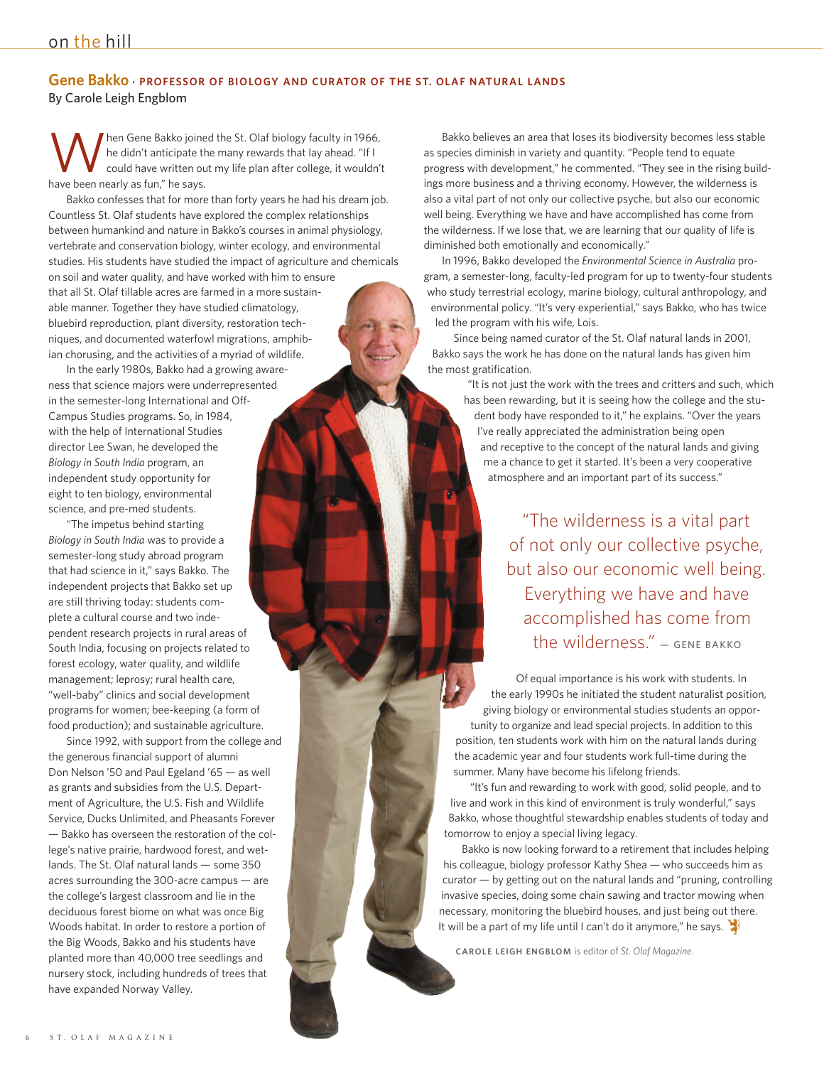## Gene Bakko · PROFESSOR OF BIOLOGY AND CURATOR OF THE ST. OLAF NATURAL LANDS

By Carole Leigh Engblom

When Gene Bakko joined the St. Olaf biology faculty in 1966, he didn't anticipate the many rewards that lay ahead. "If I could have written out my life plan after college, it wouldn't have been nearly as fun," he says.

Bakko confesses that for more than forty years he had his dream job. Countless St. Olaf students have explored the complex relationships between humankind and nature in Bakko's courses in animal physiology, vertebrate and conservation biology, winter ecology, and environmental studies. His students have studied the impact of agriculture and chemicals on soil and water quality, and have worked with him to ensure that all St. Olaf tillable acres are farmed in a more sustainable manner. Together they have studied climatology, bluebird reproduction, plant diversity, restoration techniques, and documented waterfowl migrations, amphibian chorusing, and the activities of a myriad of wildlife.

In the early 1980s, Bakko had a growing awareness that science majors were underrepresented in the semester-long International and Off-Campus Studies programs. So, in 1984, with the help of International Studies director Lee Swan, he developed the *Biology in South India* program, an independent study opportunity for eight to ten biology, environmental science, and pre-med students.

"The impetus behind starting *Biology in South India* was to provide a semester-long study abroad program that had science in it," says Bakko. The independent projects that Bakko set up are still thriving today: students complete a cultural course and two independent research projects in rural areas of South India, focusing on projects related to forest ecology, water quality, and wildlife management; leprosy; rural health care, "well-baby" clinics and social development programs for women; bee-keeping (a form of food production); and sustainable agriculture.

Since 1992, with support from the college and the generous financial support of alumni Don Nelson '50 and Paul Egeland '65 — as well as grants and subsidies from the U.S. Department of Agriculture, the U.S. Fish and Wildlife Service, Ducks Unlimited, and Pheasants Forever — Bakko has overseen the restoration of the college's native prairie, hardwood forest, and wetlands. The St. Olaf natural lands — some 350 acres surrounding the 300-acre campus — are the college's largest classroom and lie in the deciduous forest biome on what was once Big Woods habitat. In order to restore a portion of the Big Woods, Bakko and his students have planted more than 40,000 tree seedlings and nursery stock, including hundreds of trees that have expanded Norway Valley.

Bakko believes an area that loses its biodiversity becomes less stable as species diminish in variety and quantity. "People tend to equate progress with development," he commented. "They see in the rising buildings more business and a thriving economy. However, the wilderness is also a vital part of not only our collective psyche, but also our economic well being. Everything we have and have accomplished has come from the wilderness. If we lose that, we are learning that our quality of life is diminished both emotionally and economically."

In 1996, Bakko developed the *Environmental Science in Australia* program, a semester-long, faculty-led program for up to twenty-four students who study terrestrial ecology, marine biology, cultural anthropology, and environmental policy. "It's very experiential," says Bakko, who has twice led the program with his wife, Lois.

Since being named curator of the St. Olaf natural lands in 2001, Bakko says the work he has done on the natural lands has given him the most gratification.

"It is not just the work with the trees and critters and such, which has been rewarding, but it is seeing how the college and the student body have responded to it," he explains. "Over the years I've really appreciated the administration being open and receptive to the concept of the natural lands and giving me a chance to get it started. It's been a very cooperative atmosphere and an important part of its success."

> "The wilderness is a vital part of not only our collective psyche, but also our economic well being. Everything we have and have accomplished has come from the wilderness." — GENE BAKKO

Of equal importance is his work with students. In the early 1990s he initiated the student naturalist position, giving biology or environmental studies students an opportunity to organize and lead special projects. In addition to this position, ten students work with him on the natural lands during the academic year and four students work full-time during the summer. Many have become his lifelong friends.

"It's fun and rewarding to work with good, solid people, and to live and work in this kind of environment is truly wonderful," says Bakko, whose thoughtful stewardship enables students of today and tomorrow to enjoy a special living legacy.

Bakko is now looking forward to a retirement that includes helping his colleague, biology professor Kathy Shea — who succeeds him as curator — by getting out on the natural lands and "pruning, controlling invasive species, doing some chain sawing and tractor mowing when necessary, monitoring the bluebird houses, and just being out there. It will be a part of my life until I can't do it anymore," he says.

**CAROLE LEIGH ENGBLOM** is editor of *St. Olaf Magazine*.